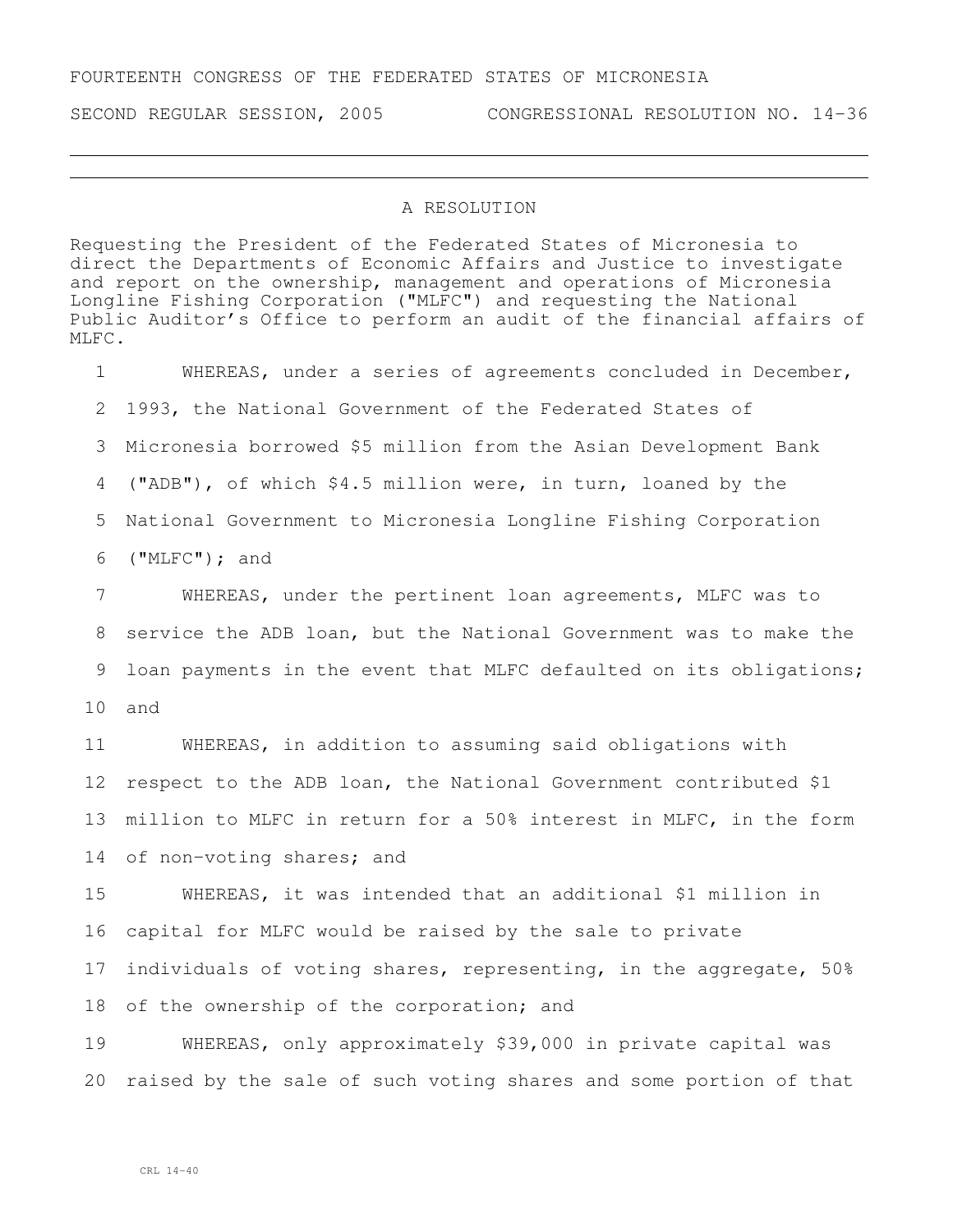FOURTEENTH CONGRESS OF THE FEDERATED STATES OF MICRONESIA

SECOND REGULAR SESSION, 2005 CONGRESSIONAL RESOLUTION NO. 14-36

---

## A RESOLUTION

Requesting the President of the Federated States of Micronesia to direct the Departments of Economic Affairs and Justice to investigate and report on the ownership, management and operations of Micronesia Longline Fishing Corporation ("MLFC") and requesting the National Public Auditor's Office to perform an audit of the financial affairs of MLFC.

WHEREAS, under a series of agreements concluded in December, 1993, the National Government of the Federated States of Micronesia borrowed $5 million from the Asian Development Bank ("ADB"), of which $4.5 million were, in turn, loaned by the National Government to Micronesia Longline Fishing Corporation ("MLFC"); and

WHEREAS, under the pertinent loan agreements, MLFC was to service the ADB loan, but the National Government was to make the loan payments in the event that MLFC defaulted on its obligations; and

WHEREAS, in addition to assuming said obligations with respect to the ADB loan, the National Government contributed $1 million to MLFC in return for a 50% interest in MLFC, in the form of non-voting shares; and

WHEREAS, it was intended that an additional $1 million in capital for MLFC would be raised by the sale to private individuals of voting shares, representing, in the aggregate, 50% of the ownership of the corporation; and

WHEREAS, only approximately $39,000 in private capital was raised by the sale of such voting shares and some portion of that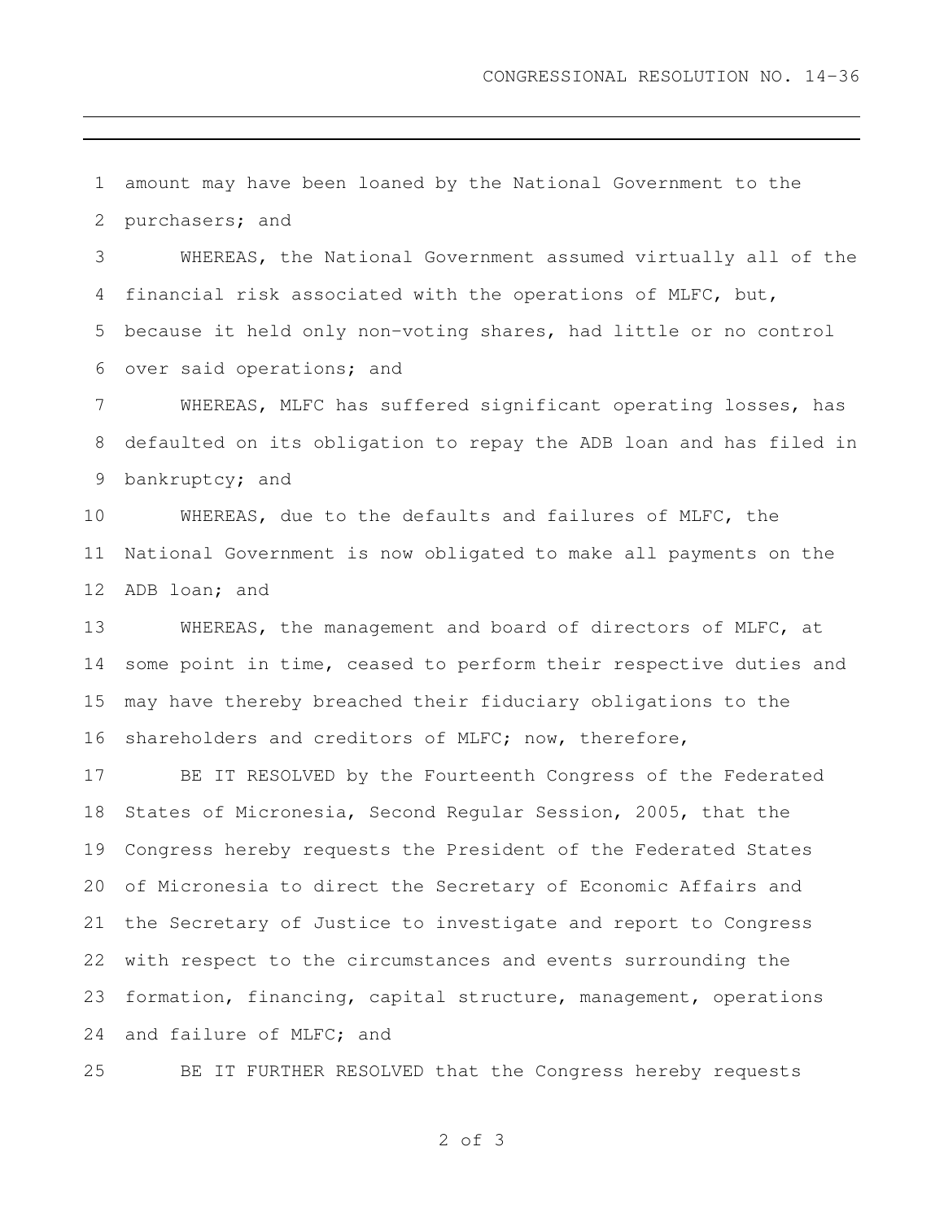amount may have been loaned by the National Government to the purchasers; and

WHEREAS, the National Government assumed virtually all of the financial risk associated with the operations of MLFC, but, because it held only non-voting shares, had little or no control over said operations; and

WHEREAS, MLFC has suffered significant operating losses, has defaulted on its obligation to repay the ADB loan and has filed in bankruptcy; and

WHEREAS, due to the defaults and failures of MLFC, the National Government is now obligated to make all payments on the ADB loan; and

WHEREAS, the management and board of directors of MLFC, at some point in time, ceased to perform their respective duties and may have thereby breached their fiduciary obligations to the shareholders and creditors of MLFC; now, therefore,

BE IT RESOLVED by the Fourteenth Congress of the Federated States of Micronesia, Second Regular Session, 2005, that the Congress hereby requests the President of the Federated States of Micronesia to direct the Secretary of Economic Affairs and the Secretary of Justice to investigate and report to Congress with respect to the circumstances and events surrounding the formation, financing, capital structure, management, operations and failure of MLFC; and

BE IT FURTHER RESOLVED that the Congress hereby requests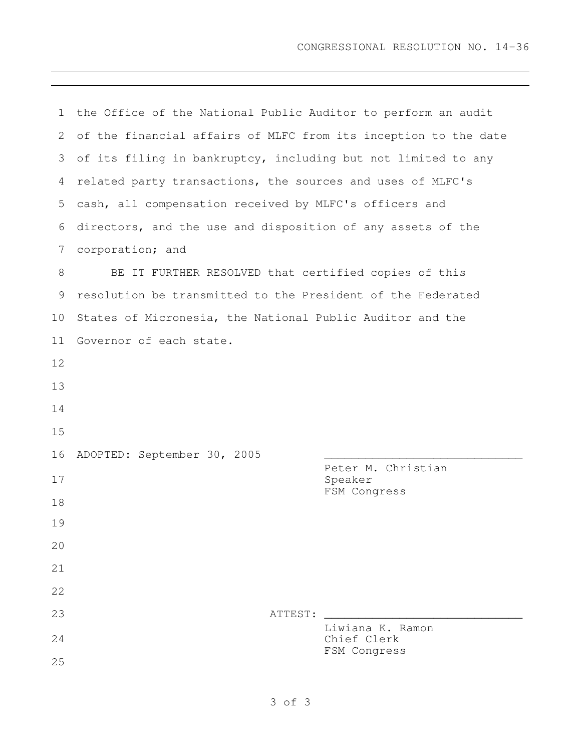the Office of the National Public Auditor to perform an audit of the financial affairs of MLFC from its inception to the date of its filing in bankruptcy, including but not limited to any related party transactions, the sources and uses of MLFC's cash, all compensation received by MLFC's officers and directors, and the use and disposition of any assets of the corporation; and

BE IT FURTHER RESOLVED that certified copies of this resolution be transmitted to the President of the Federated States of Micronesia, the National Public Auditor and the Governor of each state.

ADOPTED: September 30, 2005

_____________________________
Peter M. Christian
Speaker
FSM Congress

ATTEST: _____________________________
Liwiana K. Ramon
Chief Clerk
FSM Congress